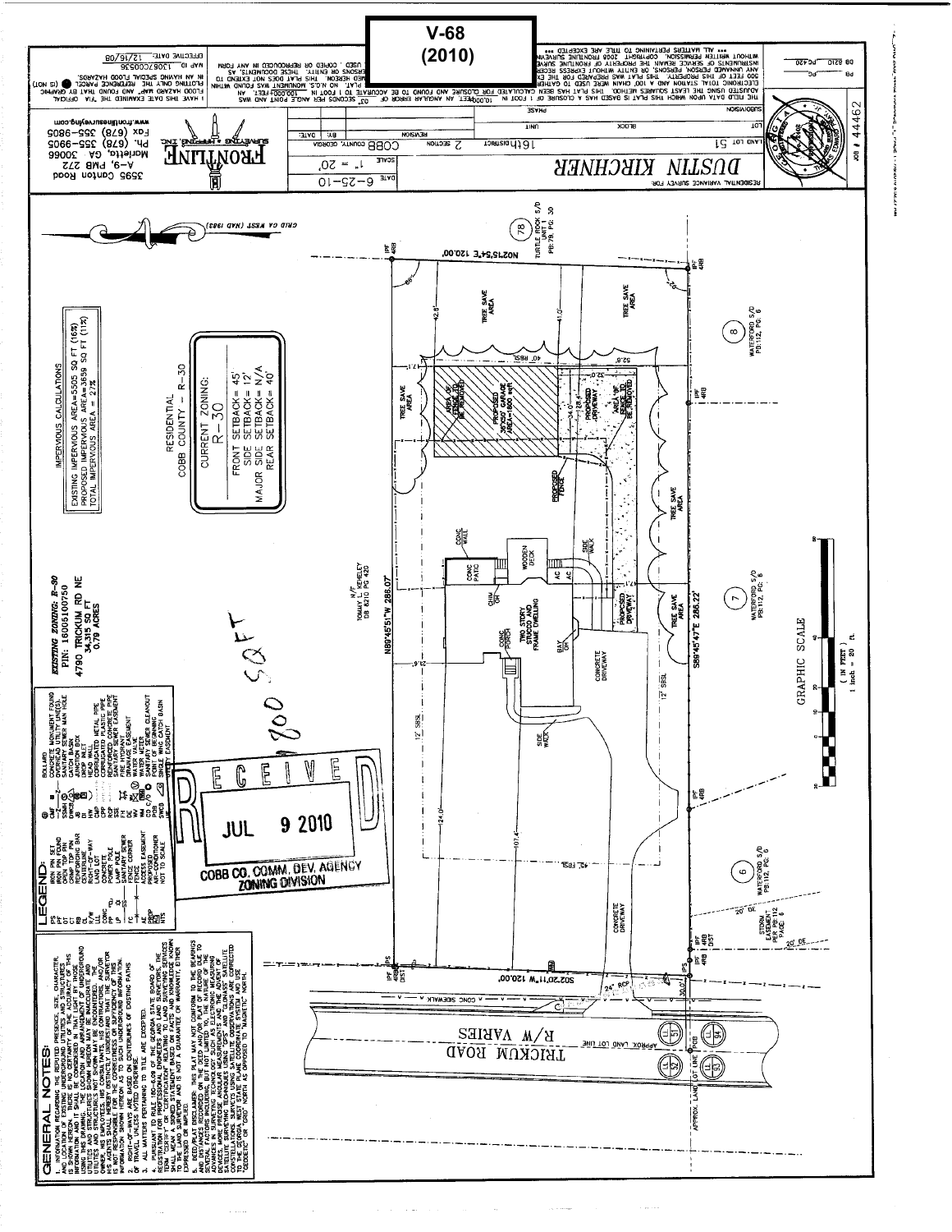# V-68 (2010)

RESIDENTIAL VARIANCE SURVEY FOR:

**DUSTIN KIRCHNER**

| DATE | 6-25-10 |
|---|---|
| SCALE | 1" = 20' |

| LAND LOT | 51 | 16th DISTRICT | 2 SECTION | COBB COUNTY, GEORGIA | REVISION | BY | DATE |
|---|---|---|---|---|---|---|---|
| LOT | | BLOCK | | UNIT | | | |
| SUBDIVISION | | | | PHASE | | | |

JOB # 44462

PB ___ PG ___ DB 8210 PG 420

**FRONTLINE** SURVEYING & MAPPING, INC.

3595 Canton Road
A-9, PMB 272
Marietta, GA 30066
Ph. (678) 355-9905
Fax (678) 355-9805
www.frontlinesurveying.com

THE FIELD DATA UPON WHICH THIS PLAT IS BASED HAS A CLOSURE OF 1 FOOT IN 10,000 FEET, AN ANGULAR ERROR OF 03" SECONDS PER ANGLE POINT AND WAS ADJUSTED USING THE LEAST SQUARES METHOD. THIS PLAT HAS BEEN CALCULATED FOR CLOSURE AND FOUND TO BE ACCURATE TO 1 FOOT IN 100,000 FEET. AN ELECTRONIC TOTAL STATION AND A 100' CHAIN WERE USED TO GATHER ... PLAT. NO N.G.S. MONUMENT WAS FOUND WITHIN 500 FEET OF THIS PROPERTY. THIS PLAT WAS PREPARED FOR THE EX... NAMED HEREON. THIS PLAT DOES NOT EXTEND TO ANY UNNAMED PERSON, PERSONS, OR ENTITY WITHOUT EXPRESS RECER... PERSONS OR ENTITY. THESE DOCUMENTS, AS INSTRUMENTS OF SERVICE REMAIN THE PROPERTY OF FRONTLINE SURVE... USED, COPIED OR REPRODUCED IN ANY FORM WITHOUT WRITTEN PERMISSION. COPYRIGHT 2008 FRONTLINE SURVEY...

\*\*\* ALL MATTERS PERTAINING TO TITLE ARE EXCEPTED \*\*\*

I HAVE THIS DATE EXAMINED THE "FIA OFFICIAL FLOOD HAZARD MAP" AND FOUND THAT BY GRAPHIC PLOTTING ONLY THE REFERENCE PARCEL (IS NOT) IN AN HAVING SPECIAL FLOOD HAZARDS.
MAP ID 13067C0055G
EFFECTIVE DATE: 12/16/08

GRID GA WEST (NAD 1983)

**EXISTING ZONING: R-30**
PIN: 16005100750
4790 TRICKUM RD NE
34,315 SQ FT
0.79 ACRES

RESIDENTIAL
COBB COUNTY – R-30

CURRENT ZONING:
R-30

FRONT SETBACK = 45'
SIDE SETBACK = 12'
MAJOR SIDE SETBACK = N/A
REAR SETBACK = 40'

IMPERVIOUS CALCULATIONS
EXISTING IMPERVIOUS AREA=5505 SQ FT (16%)
PROPOSED IMPERVIOUS AREA=3659 SQ FT (11%)
TOTAL IMPERVIOUS AREA = 27%

N/F TOMMY L. KEHELEY DB 8210 PG 420

TURTLE ROCK S/D UNIT 1 PB:79, PG: 30 (78)
WATERFORD S/D PB:112, PG: 6 (8)
WATERFORD S/D PB:112, PG: 6 (7)
WATERFORD S/D PB:112, PG: 6 (6)

N02°15'54"E 120.00'
N89°45'51"W 286.07'
S89°45'47"E 286.22'
S02°20'11"W 120.00'

TREE SAVE AREA
40' RBSL
12' SBSL
45' FBSL
PROPOSED 36'X50' GARAGE AREA=1800 sqft
AREA OF FENCE TO BE REMOVED
PROPOSED FENCE
PROPOSED DRIVEWAY
TWO STORY STUCCO AND FRAME DWELLING
WOODEN DECK
CONC PATIO
CONC WALL
CONC PORCH
SIDE WALK
CONCRETE DRIVEWAY
20' DE
STORM EASEMENT PER PB:112 PAGE 6
24" RCP
CONC SIDEWALK

TRICKUM ROAD
R/W VARIES
APPROX. LAND LOT LINE

800 SQ FT

RECEIVED
JUL 9 2010
COBB CO. COMM. DEV. AGENCY
ZONING DIVISION

GRAPHIC SCALE
( IN FEET )
1 inch = 20 ft.

## LEGEND:

| | | | |
|---|---|---|---|
| IPS | IRON PIN SET | B | BOLLARD |
| IPF | IRON PIN FOUND | CMF | CONCRETE MONUMENT FOUND |
| OTP | OPEN TOP PIN | OU | OVERHEAD UTILITY LINE(S) |
| CT | CRIMPTOP PIN | SSMH | SANITARY SEWER MAN HOLE |
| RB | REINFORCING BAR | CB | CATCH BASIN |
| C/L | CENTERLINE | JB | JUNCTION BOX |
| R/W | RIGHT-OF-WAY | DI | DROP INLET |
| LL | LAND LOT | HW | HEADWALL |
| CONC | CONCRETE | CMP | CORRUGATED METAL PIPE |
| PP | POWER POLE | CPP | CORRUGATED PLASTIC PIPE |
| LP | LAMP POLE | RCP | REINFORCED CONCRETE PIPE |
| SS | SANITARY SEWER | SSE | SANITARY SEWER EASEMENT |
| FC | FENCE CORNER | FH | FIRE HYDRANT |
| AE | ACCESS EASEMENT | DE | DRAINAGE EASEMENT |
| PROP | PROPOSED | WV | WATER VALVE |
| A/C | AIR-CONDITIONER | WM | WATER METER |
| NTS | NOT TO SCALE | CO | SANITARY SEWER CLEANOUT |
| | | POB | POINT OF BEGINNING |
| | | SWCB | SINGLE WING CATCH BASIN |
| | | UE | UTILITY EASEMENT |

## GENERAL NOTES:

1. INFORMATION REGARDING THE REPUTED PRESENCE, SIZE, CHARACTER, AND LOCATION OF EXISTING UNDERGROUND UTILITIES AND STRUCTURES IS SHOWN HEREON. THERE IS NO CERTAINTY OF THE ACCURACY OF THIS INFORMATION AND IT SHALL BE CONSIDERED IN THAT LIGHT BY THOSE USING THIS DRAWING. THE LOCATION AND ARRANGEMENT OF UNDERGROUND UTILITIES AND STRUCTURES SHOWN HEREON MAY BE INACCURATE AND UTILITIES AND STRUCTURES NOT SHOWN MAY BE ENCOUNTERED. THE OWNER, HIS EMPLOYEES, HIS CONSULTANTS, HIS CONTRACTORS, AND/OR HIS AGENTS SHALL HEREBY DISTINCTLY UNDERSTAND THAT THE SURVEYOR IS NOT RESPONSIBLE FOR THE CORRECTNESS OR SUFFICIENCY OF THIS INFORMATION SHOWN HEREON AS TO SUCH UNDERGROUND INFORMATION.
2. RIGHT-OF-WAYS ARE BASED ON CENTERLINES OF EXISTING PATHS OF TRAVEL UNLESS NOTED OTHERWISE.
3. ALL MATTERS PERTAINING TO TITLE ARE EXCEPTED.
4. PURSUANT TO RULE 180-6.09 OF THE GEORGIA STATE BOARD OF REGISTRATION FOR PROFESSIONAL ENGINEERS AND LAND SURVEYORS, THE TERM "CERTIFY" OR "CERTIFICATION" RELATING TO LAND SURVEYING SERVICES SHALL MEAN A SIGNED STATEMENT BASED ON FACTS AND KNOWLEDGE KNOWN TO THE LAND SURVEYOR AND IS NOT A GUARANTEE OR WARRANTY, EITHER EXPRESSED OR IMPLIED.
5. DEED/PLAT DISCLAIMER: THIS PLAT MAY NOT CONFORM TO THE BEARINGS AND DISTANCES RECORDED ON THE DEED AND/OR PLAT OF RECORD DUE TO SEVERAL FACTORS INCLUDING, BUT NOT LIMITED TO, THE NATURE OF THE ADVANCES IN SURVEYING TECHNOLOGY SUCH AS ELECTRONIC MEASURING DEVICES, MODERN COMPUTERS, AND MAGNETIC NORTH. THE ADVENT OF SATELLITE SURVEYING TECHNIQUES USING "GPS" AND "GLONASS" SATELLITE CONSTELLATIONS. SURVEYS USING SATELLITE OBSERVATIONS ARE CORRECTED TO THE GEORGIA WEST STATE PLANE COORDINATE SYSTEM AND ARE REFERENCED TO "GEODETIC" OR "GRID" NORTH AS OPPOSED TO "MAGNETIC" NORTH.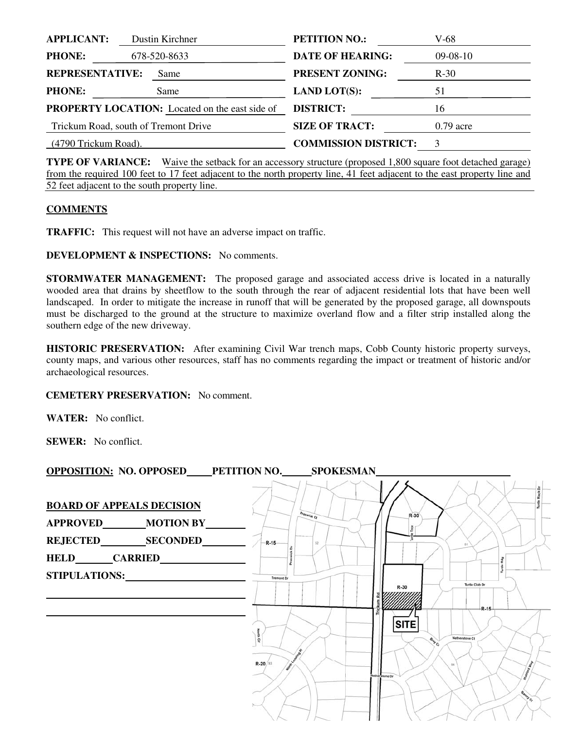| | | | |
|---|---|---|---|
| **APPLICANT:** | Dustin Kirchner | **PETITION NO.:** | V-68 |
| **PHONE:** | 678-520-8633 | **DATE OF HEARING:** | 09-08-10 |
| **REPRESENTATIVE:** | Same | **PRESENT ZONING:** | R-30 |
| **PHONE:** | Same | **LAND LOT(S):** | 51 |
| **PROPERTY LOCATION:** | Located on the east side of Trickum Road, south of Tremont Drive (4790 Trickum Road). | **DISTRICT:** | 16 |
| | | **SIZE OF TRACT:** | 0.79 acre |
| | | **COMMISSION DISTRICT:** | 3 |

**TYPE OF VARIANCE:** Waive the setback for an accessory structure (proposed 1,800 square foot detached garage) from the required 100 feet to 17 feet adjacent to the north property line, 41 feet adjacent to the east property line and 52 feet adjacent to the south property line.

**COMMENTS**

**TRAFFIC:** This request will not have an adverse impact on traffic.

**DEVELOPMENT & INSPECTIONS:** No comments.

**STORMWATER MANAGEMENT:** The proposed garage and associated access drive is located in a naturally wooded area that drains by sheetflow to the south through the rear of adjacent residential lots that have been well landscaped. In order to mitigate the increase in runoff that will be generated by the proposed garage, all downspouts must be discharged to the ground at the structure to maximize overland flow and a filter strip installed along the southern edge of the new driveway.

**HISTORIC PRESERVATION:** After examining Civil War trench maps, Cobb County historic property surveys, county maps, and various other resources, staff has no comments regarding the impact or treatment of historic and/or archaeological resources.

**CEMETERY PRESERVATION:** No comment.

**WATER:** No conflict.

**SEWER:** No conflict.

**OPPOSITION: NO. OPPOSED\_\_\_\_\_ PETITION NO.\_\_\_\_\_ SPOKESMAN\_\_\_\_\_\_\_\_\_\_\_\_\_\_\_\_\_\_\_\_\_\_\_\_\_\_**

**BOARD OF APPEALS DECISION**

**APPROVED**\_\_\_\_\_\_\_\_ **MOTION BY**\_\_\_\_\_\_\_\_

**REJECTED**\_\_\_\_\_\_\_\_ **SECONDED**\_\_\_\_\_\_\_\_

**HELD**\_\_\_\_\_\_\_ **CARRIED**\_\_\_\_\_\_\_\_\_\_\_\_\_\_\_\_

**STIPULATIONS:**\_\_\_\_\_\_\_\_\_\_\_\_\_\_\_\_\_\_\_\_\_\_\_\_\_\_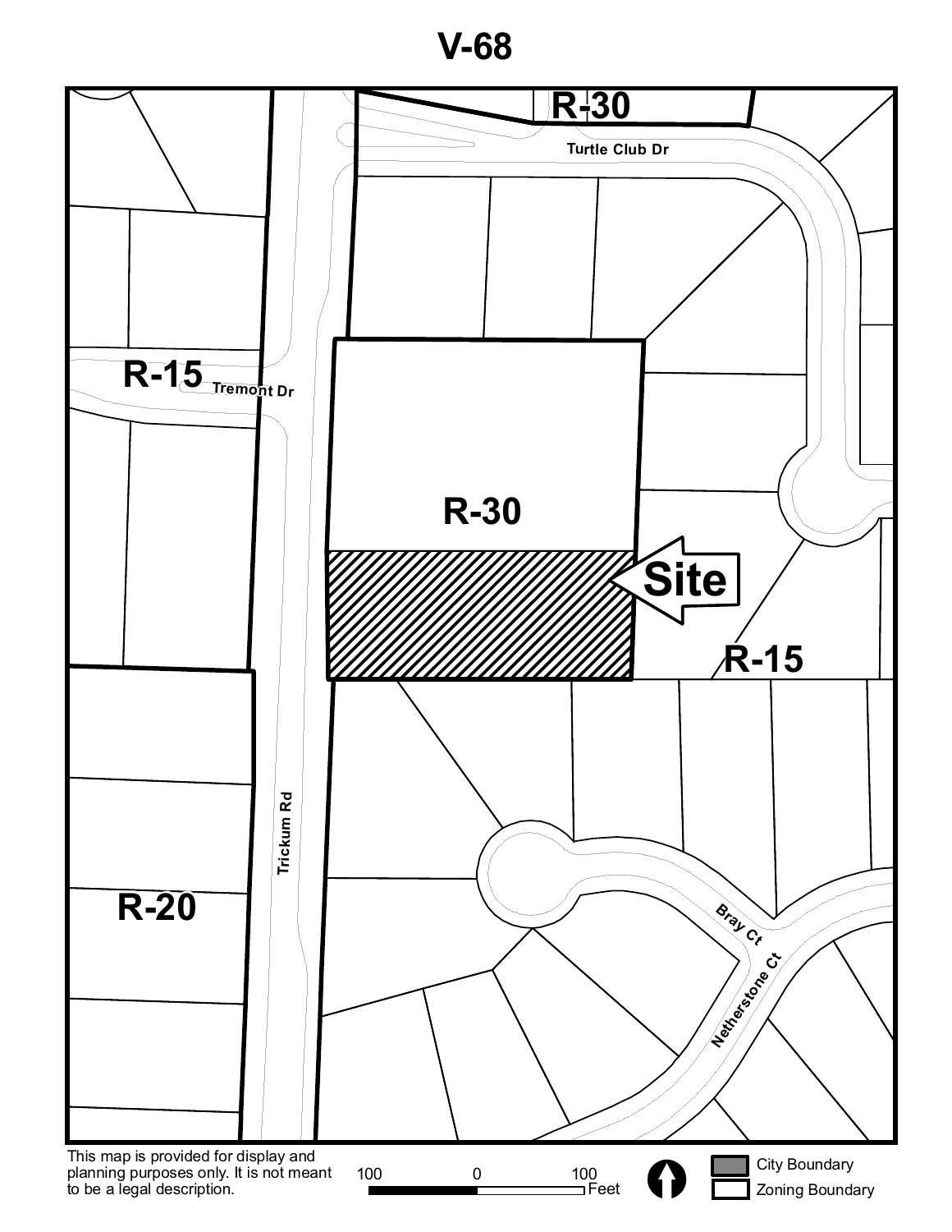# V-68

R-30

Turtle Club Dr

R-15 Tremont Dr

R-30

Site

R-15

Trickum Rd

R-20

Bray Ct

Netherstone Ct

This map is provided for display and planning purposes only. It is not meant to be a legal description.

100 0 100 Feet

City Boundary

Zoning Boundary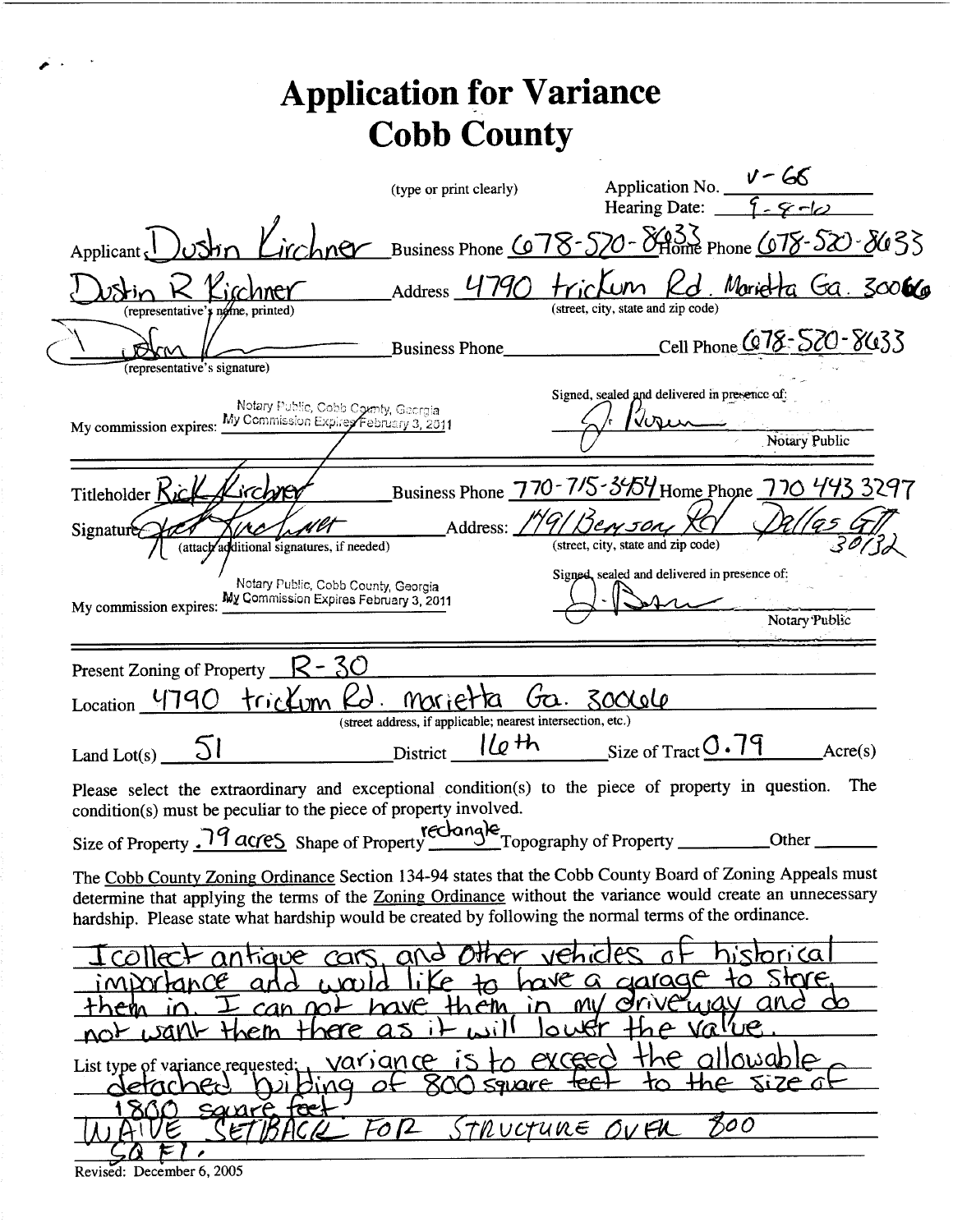# Application for Variance
# Cobb County

(type or print clearly)

Application No. V-66

Hearing Date: 9-8-10

Applicant Dustin Kirchner Business Phone 678-520-8633 Home Phone 678-520-8633

Dustin R Kirchner Address 4790 trickum Rd. Marietta Ga. 30066

(representative's name, printed) (street, city, state and zip code)

[signature] Business Phone ______ Cell Phone 678-520-8633

(representative's signature)

Signed, sealed and delivered in presence of:

My commission expires: Notary Public, Cobb County, Georgia My Commission Expires February 3, 2011

[signature] Notary Public

Titleholder Rick Kirchner Business Phone 770-715-3454 Home Phone 770 443 3297

Signature [signature] Address: 1491 Benson Rd Dallas GA 30132

(attach additional signatures, if needed) (street, city, state and zip code)

Signed, sealed and delivered in presence of:

My commission expires: Notary Public, Cobb County, Georgia My Commission Expires February 3, 2011

[signature] Notary Public

Present Zoning of Property R-30

Location 4790 trickum Rd. marietta Ga. 30066

(street address, if applicable; nearest intersection, etc.)

Land Lot(s) 51 District 16th Size of Tract 0.79 Acre(s)

Please select the extraordinary and exceptional condition(s) to the piece of property in question. The condition(s) must be peculiar to the piece of property involved.

Size of Property .79 acres Shape of Property rectangle Topography of Property ______ Other ______

The Cobb County Zoning Ordinance Section 134-94 states that the Cobb County Board of Zoning Appeals must determine that applying the terms of the Zoning Ordinance without the variance would create an unnecessary hardship. Please state what hardship would be created by following the normal terms of the ordinance.

I collect antique cars and other vehicles of historical importance and would like to have a garage to store them in. I can not have them in my driveway and do not want them there as it will lower the value.

List type of variance requested: variance is to exceed the allowable detached building of 800 square feet to the size of 1800 square feet

WAIVE SETBACK FOR STRUCTURE OVER 800 SQ FT.

Revised: December 6, 2005